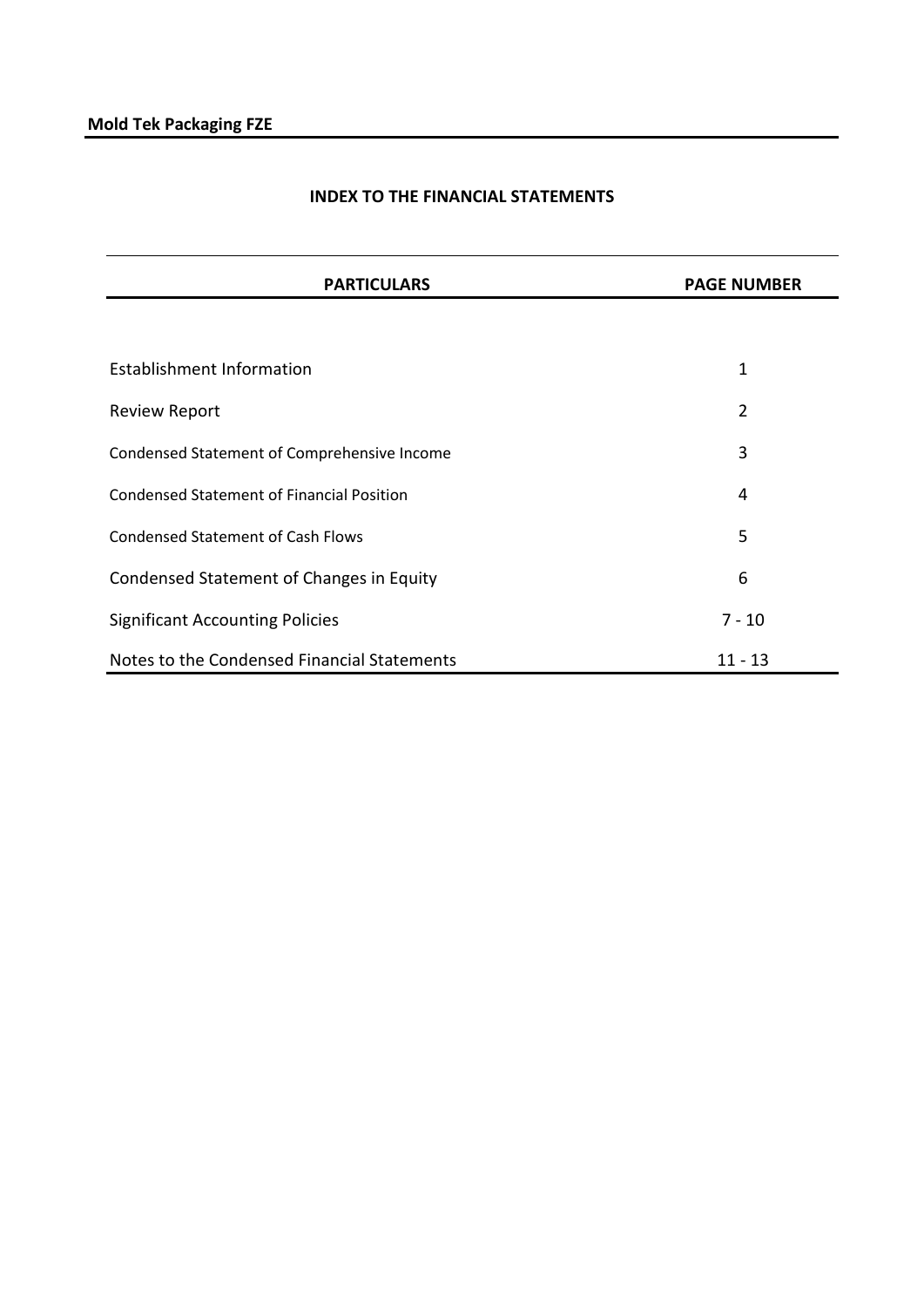**Mold Tek Packaging FZE**

## INDEX TO THE FINANCIAL STATEMENTS

| PARTICULARS | PAGE NUMBER |
|---|---|
| Establishment Information | 1 |
| Review Report | 2 |
| Condensed Statement of Comprehensive Income | 3 |
| Condensed Statement of Financial Position | 4 |
| Condensed Statement of Cash Flows | 5 |
| Condensed Statement of Changes in Equity | 6 |
| Significant Accounting Policies | 7 - 10 |
| Notes to the Condensed Financial Statements | 11 - 13 |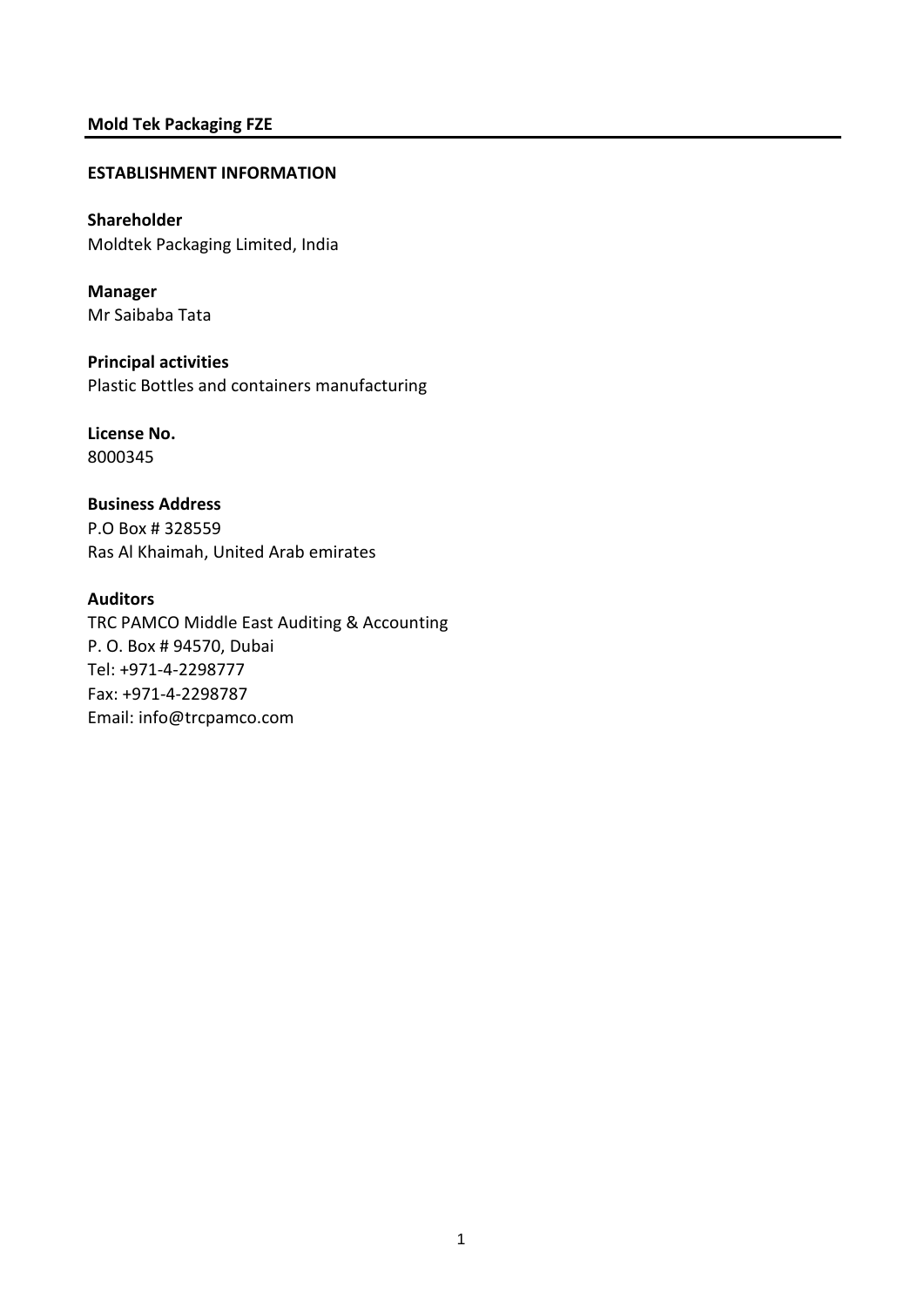**Mold Tek Packaging FZE**

**ESTABLISHMENT INFORMATION**

**Shareholder**
Moldtek Packaging Limited, India

**Manager**
Mr Saibaba Tata

**Principal activities**
Plastic Bottles and containers manufacturing

**License No.**
8000345

**Business Address**
P.O Box # 328559
Ras Al Khaimah, United Arab emirates

**Auditors**
TRC PAMCO Middle East Auditing & Accounting
P. O. Box # 94570, Dubai
Tel: +971-4-2298777
Fax: +971-4-2298787
Email: info@trcpamco.com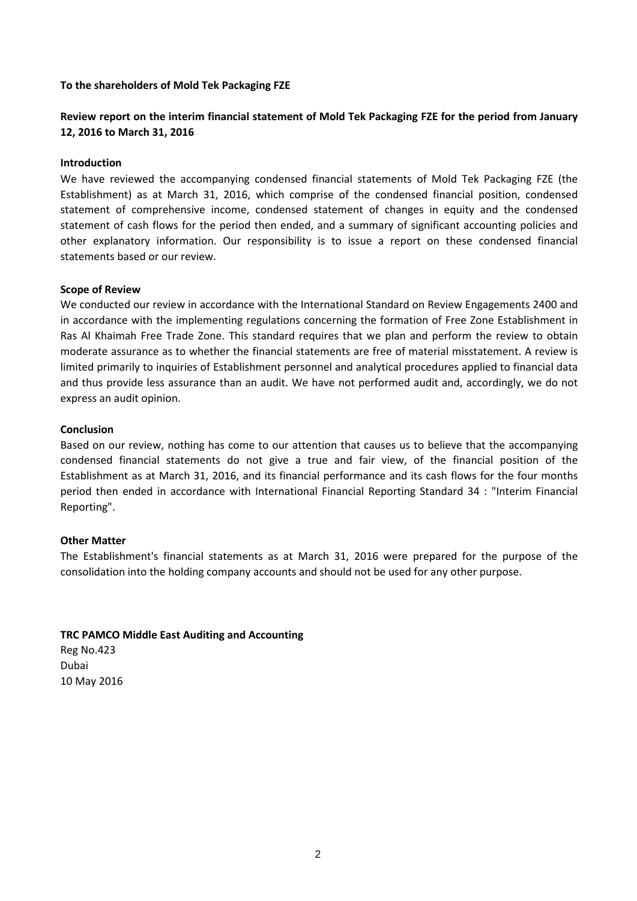**To the shareholders of Mold Tek Packaging FZE**

**Review report on the interim financial statement of Mold Tek Packaging FZE for the period from January 12, 2016 to March 31, 2016**

**Introduction**

We have reviewed the accompanying condensed financial statements of Mold Tek Packaging FZE (the Establishment) as at March 31, 2016, which comprise of the condensed financial position, condensed statement of comprehensive income, condensed statement of changes in equity and the condensed statement of cash flows for the period then ended, and a summary of significant accounting policies and other explanatory information. Our responsibility is to issue a report on these condensed financial statements based or our review.

**Scope of Review**

We conducted our review in accordance with the International Standard on Review Engagements 2400 and in accordance with the implementing regulations concerning the formation of Free Zone Establishment in Ras Al Khaimah Free Trade Zone. This standard requires that we plan and perform the review to obtain moderate assurance as to whether the financial statements are free of material misstatement. A review is limited primarily to inquiries of Establishment personnel and analytical procedures applied to financial data and thus provide less assurance than an audit. We have not performed audit and, accordingly, we do not express an audit opinion.

**Conclusion**

Based on our review, nothing has come to our attention that causes us to believe that the accompanying condensed financial statements do not give a true and fair view, of the financial position of the Establishment as at March 31, 2016, and its financial performance and its cash flows for the four months period then ended in accordance with International Financial Reporting Standard 34 : "Interim Financial Reporting".

**Other Matter**

The Establishment's financial statements as at March 31, 2016 were prepared for the purpose of the consolidation into the holding company accounts and should not be used for any other purpose.

**TRC PAMCO Middle East Auditing and Accounting**
Reg No.423
Dubai
10 May 2016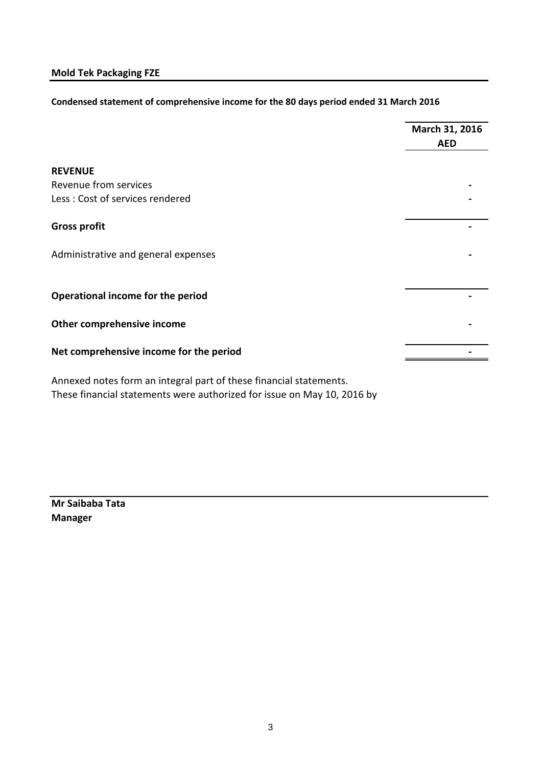**Mold Tek Packaging FZE**

**Condensed statement of comprehensive income for the 80 days period ended 31 March 2016**

| | March 31, 2016 |
|---|---|
| | AED |
| **REVENUE** | |
| Revenue from services | - |
| Less : Cost of services rendered | - |
| **Gross profit** | - |
| Administrative and general expenses | - |
| **Operational income for the period** | - |
| **Other comprehensive income** | - |
| **Net comprehensive income for the period** | - |

Annexed notes form an integral part of these financial statements.
These financial statements were authorized for issue on May 10, 2016 by

**Mr Saibaba Tata**
**Manager**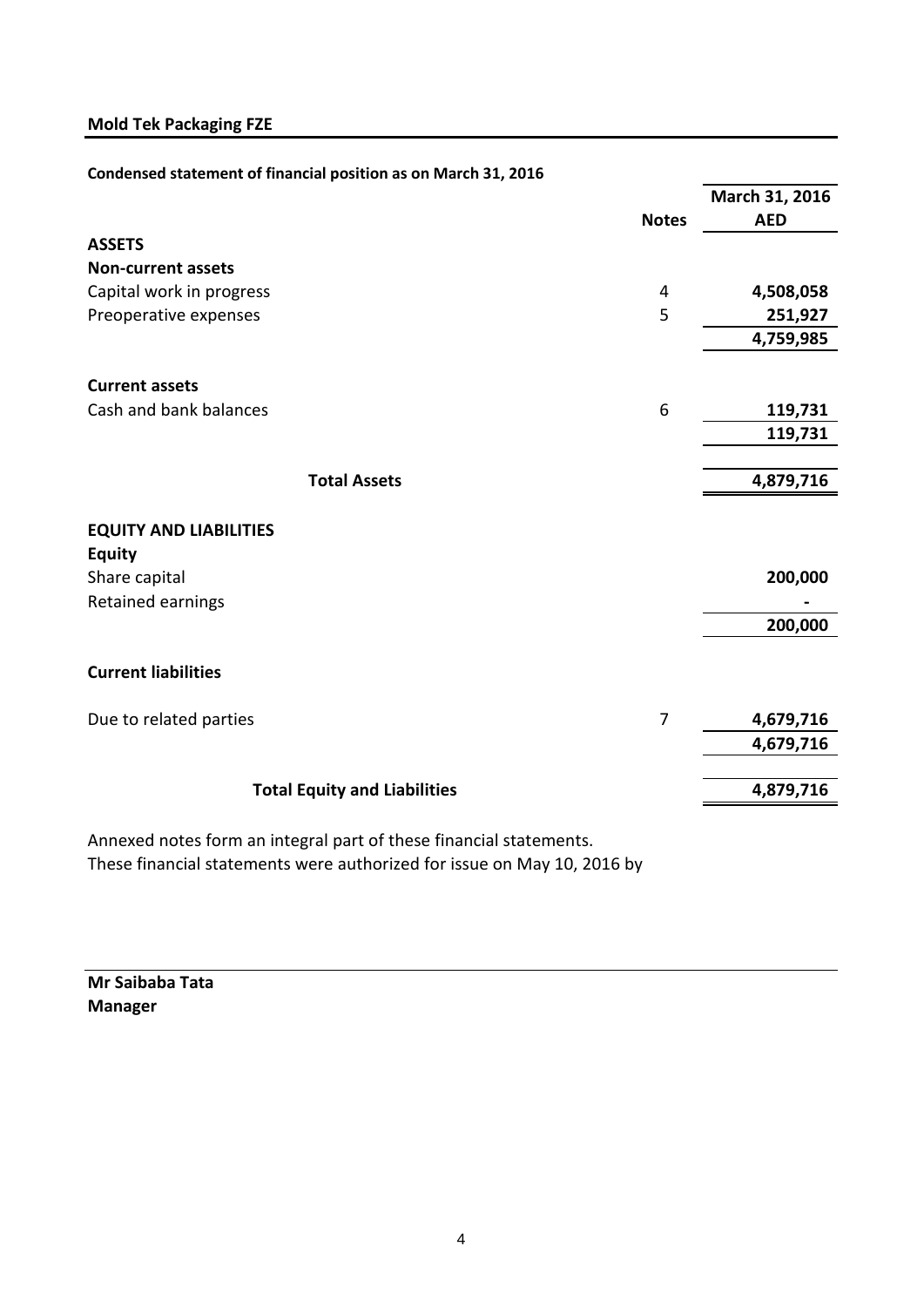**Mold Tek Packaging FZE**

**Condensed statement of financial position as on March 31, 2016**

| | Notes | March 31, 2016 AED |
|---|---|---|
| **ASSETS** | | |
| **Non-current assets** | | |
| Capital work in progress | 4 | **4,508,058** |
| Preoperative expenses | 5 | **251,927** |
| | | **4,759,985** |
| **Current assets** | | |
| Cash and bank balances | 6 | **119,731** |
| | | **119,731** |
| **Total Assets** | | **4,879,716** |
| **EQUITY AND LIABILITIES** | | |
| **Equity** | | |
| Share capital | | **200,000** |
| Retained earnings | | **-** |
| | | **200,000** |
| **Current liabilities** | | |
| Due to related parties | 7 | **4,679,716** |
| | | **4,679,716** |
| **Total Equity and Liabilities** | | **4,879,716** |

Annexed notes form an integral part of these financial statements.
These financial statements were authorized for issue on May 10, 2016 by

**Mr Saibaba Tata**
**Manager**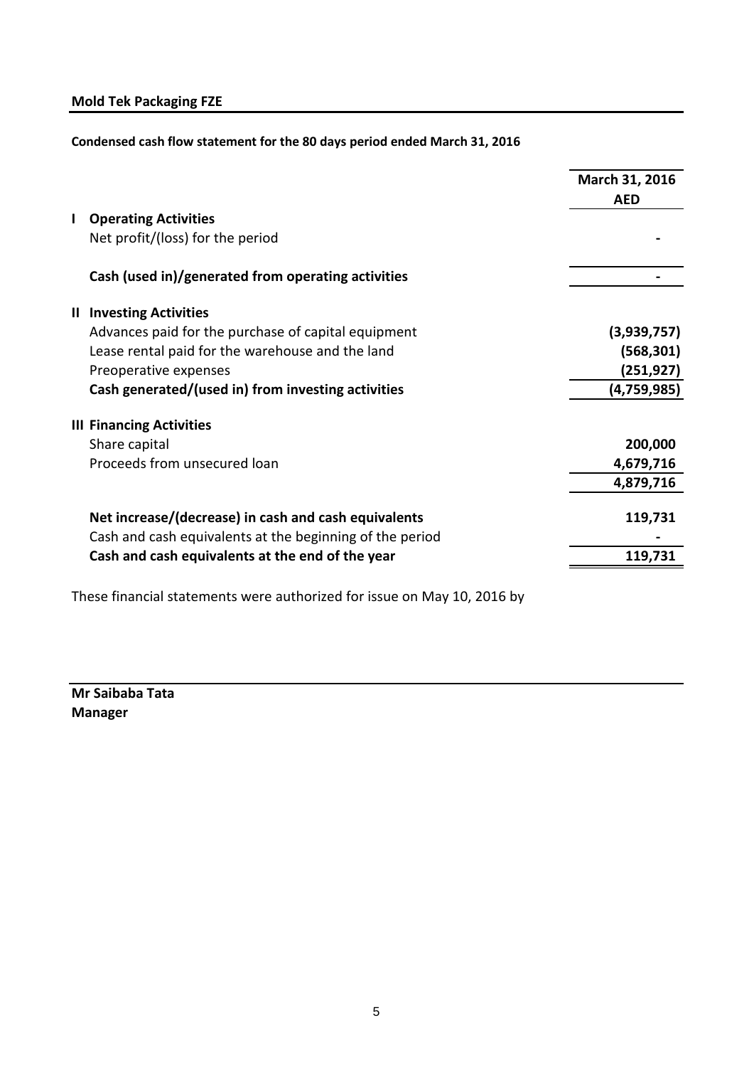**Mold Tek Packaging FZE**

**Condensed cash flow statement for the 80 days period ended March 31, 2016**

| | | March 31, 2016 AED |
|---|---|---|
| **I** | **Operating Activities** | |
| | Net profit/(loss) for the period | - |
| | **Cash (used in)/generated from operating activities** | - |
| **II** | **Investing Activities** | |
| | Advances paid for the purchase of capital equipment | **(3,939,757)** |
| | Lease rental paid for the warehouse and the land | **(568,301)** |
| | Preoperative expenses | **(251,927)** |
| | **Cash generated/(used in) from investing activities** | **(4,759,985)** |
| **III** | **Financing Activities** | |
| | Share capital | **200,000** |
| | Proceeds from unsecured loan | **4,679,716** |
| | | **4,879,716** |
| | **Net increase/(decrease) in cash and cash equivalents** | **119,731** |
| | Cash and cash equivalents at the beginning of the period | - |
| | **Cash and cash equivalents at the end of the year** | **119,731** |

These financial statements were authorized for issue on May 10, 2016 by

**Mr Saibaba Tata**
**Manager**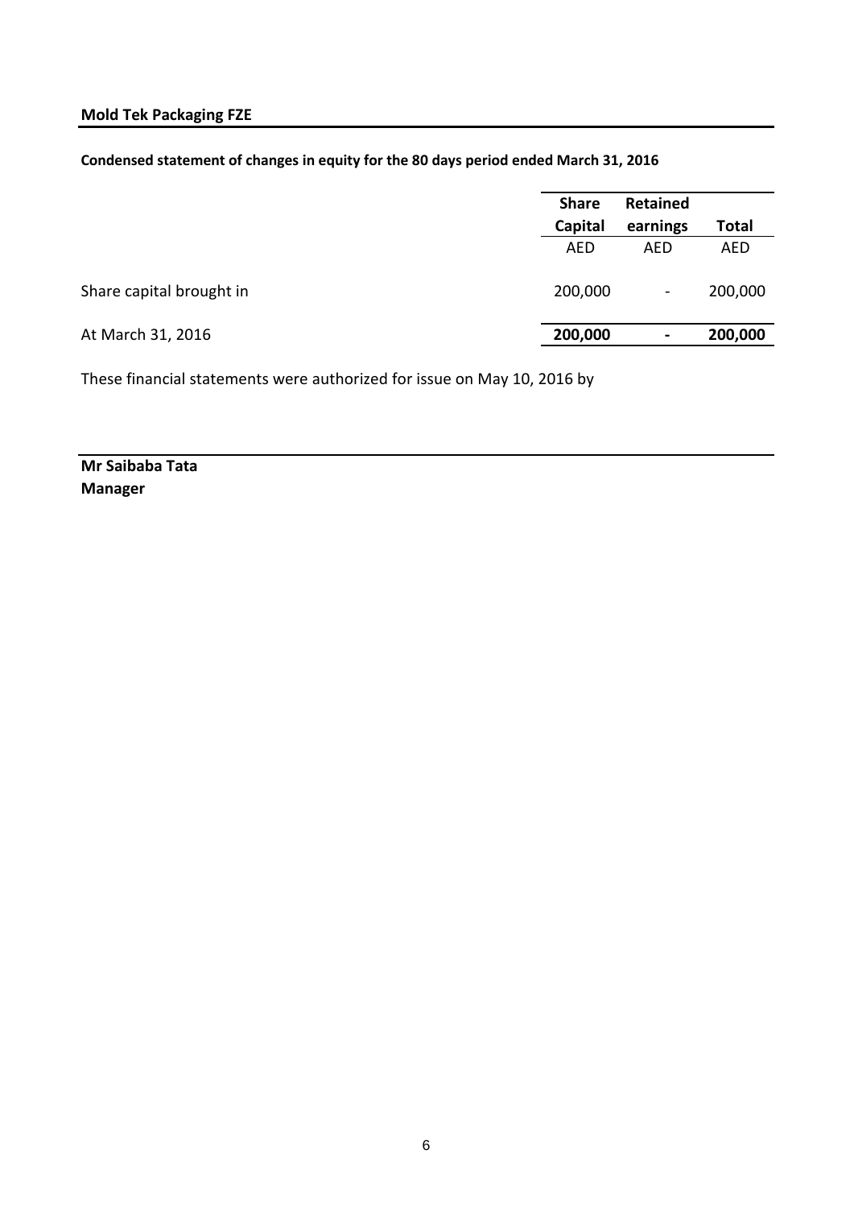**Mold Tek Packaging FZE**

**Condensed statement of changes in equity for the 80 days period ended March 31, 2016**

| | Share Capital | Retained earnings | Total |
|---|---|---|---|
| | AED | AED | AED |
| Share capital brought in | 200,000 | - | 200,000 |
| At March 31, 2016 | **200,000** | **-** | **200,000** |

These financial statements were authorized for issue on May 10, 2016 by

**Mr Saibaba Tata**
**Manager**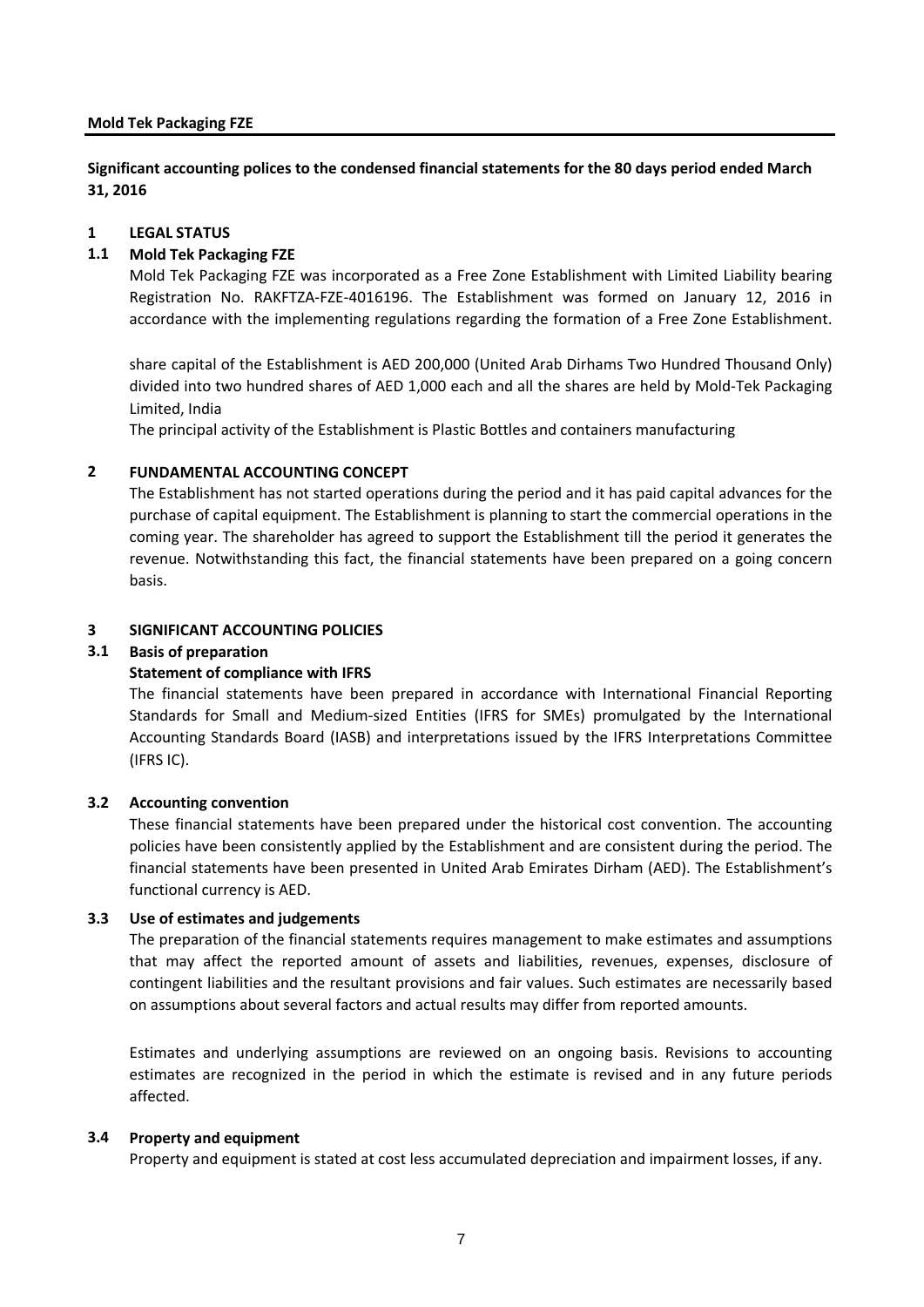**Mold Tek Packaging FZE**

**Significant accounting polices to the condensed financial statements for the 80 days period ended March 31, 2016**

## 1 LEGAL STATUS

### 1.1 Mold Tek Packaging FZE

Mold Tek Packaging FZE was incorporated as a Free Zone Establishment with Limited Liability bearing Registration No. RAKFTZA-FZE-4016196. The Establishment was formed on January 12, 2016 in accordance with the implementing regulations regarding the formation of a Free Zone Establishment.

share capital of the Establishment is AED 200,000 (United Arab Dirhams Two Hundred Thousand Only) divided into two hundred shares of AED 1,000 each and all the shares are held by Mold-Tek Packaging Limited, India

The principal activity of the Establishment is Plastic Bottles and containers manufacturing

## 2 FUNDAMENTAL ACCOUNTING CONCEPT

The Establishment has not started operations during the period and it has paid capital advances for the purchase of capital equipment. The Establishment is planning to start the commercial operations in the coming year. The shareholder has agreed to support the Establishment till the period it generates the revenue. Notwithstanding this fact, the financial statements have been prepared on a going concern basis.

## 3 SIGNIFICANT ACCOUNTING POLICIES

### 3.1 Basis of preparation

**Statement of compliance with IFRS**

The financial statements have been prepared in accordance with International Financial Reporting Standards for Small and Medium-sized Entities (IFRS for SMEs) promulgated by the International Accounting Standards Board (IASB) and interpretations issued by the IFRS Interpretations Committee (IFRS IC).

### 3.2 Accounting convention

These financial statements have been prepared under the historical cost convention. The accounting policies have been consistently applied by the Establishment and are consistent during the period. The financial statements have been presented in United Arab Emirates Dirham (AED). The Establishment's functional currency is AED.

### 3.3 Use of estimates and judgements

The preparation of the financial statements requires management to make estimates and assumptions that may affect the reported amount of assets and liabilities, revenues, expenses, disclosure of contingent liabilities and the resultant provisions and fair values. Such estimates are necessarily based on assumptions about several factors and actual results may differ from reported amounts.

Estimates and underlying assumptions are reviewed on an ongoing basis. Revisions to accounting estimates are recognized in the period in which the estimate is revised and in any future periods affected.

### 3.4 Property and equipment

Property and equipment is stated at cost less accumulated depreciation and impairment losses, if any.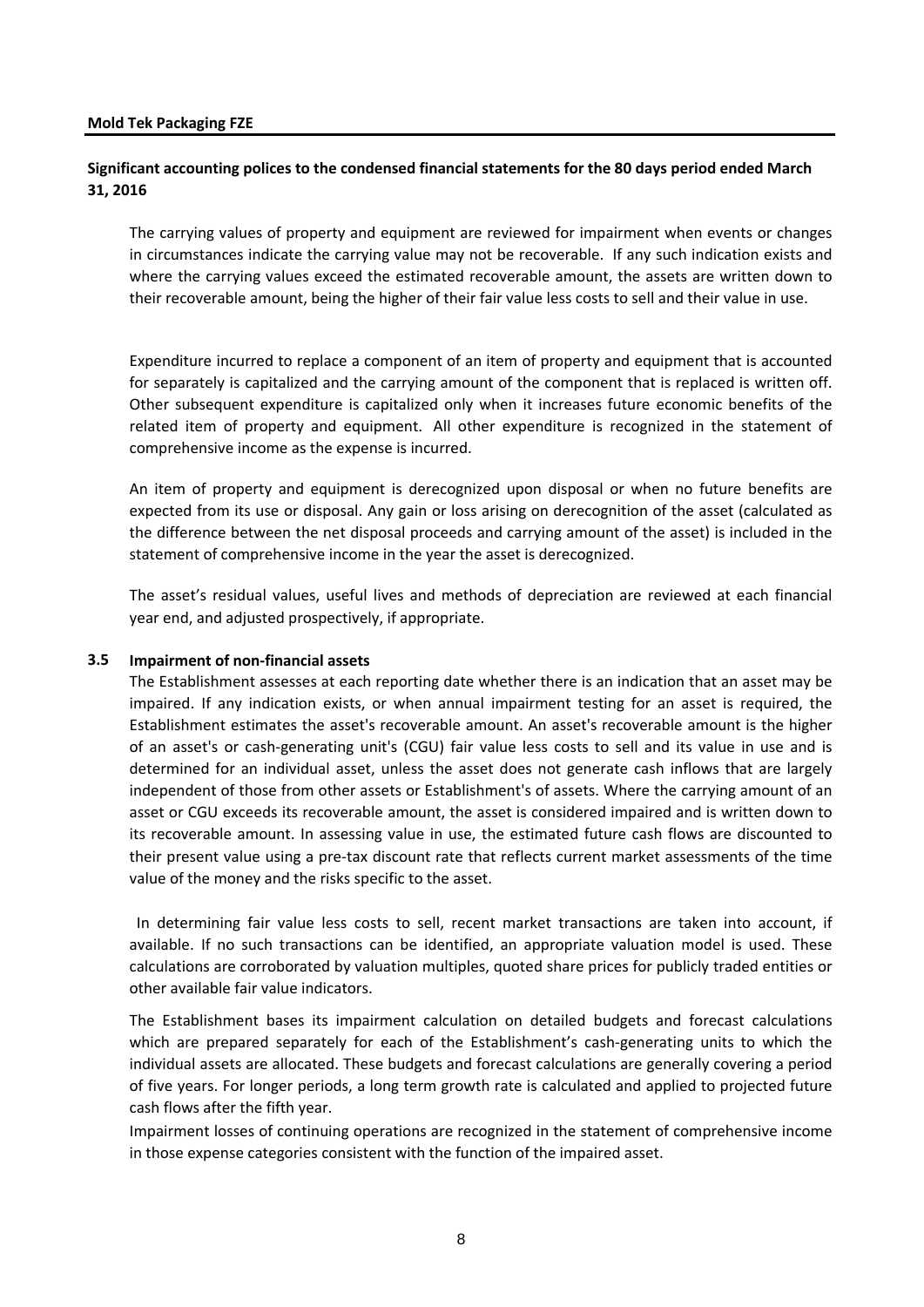The carrying values of property and equipment are reviewed for impairment when events or changes in circumstances indicate the carrying value may not be recoverable. If any such indication exists and where the carrying values exceed the estimated recoverable amount, the assets are written down to their recoverable amount, being the higher of their fair value less costs to sell and their value in use.

Expenditure incurred to replace a component of an item of property and equipment that is accounted for separately is capitalized and the carrying amount of the component that is replaced is written off. Other subsequent expenditure is capitalized only when it increases future economic benefits of the related item of property and equipment. All other expenditure is recognized in the statement of comprehensive income as the expense is incurred.

An item of property and equipment is derecognized upon disposal or when no future benefits are expected from its use or disposal. Any gain or loss arising on derecognition of the asset (calculated as the difference between the net disposal proceeds and carrying amount of the asset) is included in the statement of comprehensive income in the year the asset is derecognized.

The asset's residual values, useful lives and methods of depreciation are reviewed at each financial year end, and adjusted prospectively, if appropriate.

### 3.5 Impairment of non-financial assets

The Establishment assesses at each reporting date whether there is an indication that an asset may be impaired. If any indication exists, or when annual impairment testing for an asset is required, the Establishment estimates the asset's recoverable amount. An asset's recoverable amount is the higher of an asset's or cash-generating unit's (CGU) fair value less costs to sell and its value in use and is determined for an individual asset, unless the asset does not generate cash inflows that are largely independent of those from other assets or Establishment's of assets. Where the carrying amount of an asset or CGU exceeds its recoverable amount, the asset is considered impaired and is written down to its recoverable amount. In assessing value in use, the estimated future cash flows are discounted to their present value using a pre-tax discount rate that reflects current market assessments of the time value of the money and the risks specific to the asset.

In determining fair value less costs to sell, recent market transactions are taken into account, if available. If no such transactions can be identified, an appropriate valuation model is used. These calculations are corroborated by valuation multiples, quoted share prices for publicly traded entities or other available fair value indicators.

The Establishment bases its impairment calculation on detailed budgets and forecast calculations which are prepared separately for each of the Establishment's cash-generating units to which the individual assets are allocated. These budgets and forecast calculations are generally covering a period of five years. For longer periods, a long term growth rate is calculated and applied to projected future cash flows after the fifth year.

Impairment losses of continuing operations are recognized in the statement of comprehensive income in those expense categories consistent with the function of the impaired asset.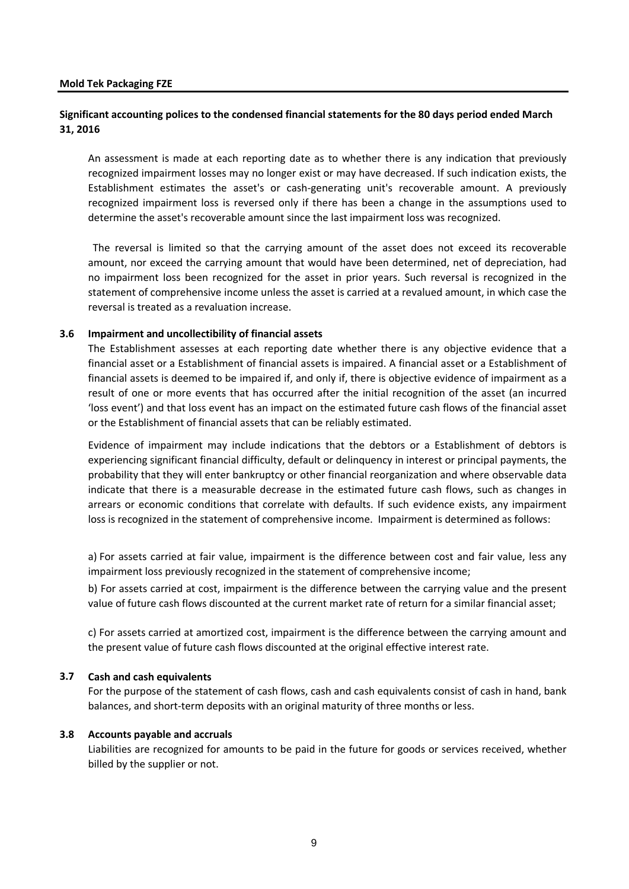**Significant accounting polices to the condensed financial statements for the 80 days period ended March 31, 2016**

An assessment is made at each reporting date as to whether there is any indication that previously recognized impairment losses may no longer exist or may have decreased. If such indication exists, the Establishment estimates the asset's or cash-generating unit's recoverable amount. A previously recognized impairment loss is reversed only if there has been a change in the assumptions used to determine the asset's recoverable amount since the last impairment loss was recognized.

The reversal is limited so that the carrying amount of the asset does not exceed its recoverable amount, nor exceed the carrying amount that would have been determined, net of depreciation, had no impairment loss been recognized for the asset in prior years. Such reversal is recognized in the statement of comprehensive income unless the asset is carried at a revalued amount, in which case the reversal is treated as a revaluation increase.

### 3.6 Impairment and uncollectibility of financial assets

The Establishment assesses at each reporting date whether there is any objective evidence that a financial asset or a Establishment of financial assets is impaired. A financial asset or a Establishment of financial assets is deemed to be impaired if, and only if, there is objective evidence of impairment as a result of one or more events that has occurred after the initial recognition of the asset (an incurred 'loss event') and that loss event has an impact on the estimated future cash flows of the financial asset or the Establishment of financial assets that can be reliably estimated.

Evidence of impairment may include indications that the debtors or a Establishment of debtors is experiencing significant financial difficulty, default or delinquency in interest or principal payments, the probability that they will enter bankruptcy or other financial reorganization and where observable data indicate that there is a measurable decrease in the estimated future cash flows, such as changes in arrears or economic conditions that correlate with defaults. If such evidence exists, any impairment loss is recognized in the statement of comprehensive income. Impairment is determined as follows:

a) For assets carried at fair value, impairment is the difference between cost and fair value, less any impairment loss previously recognized in the statement of comprehensive income;

b) For assets carried at cost, impairment is the difference between the carrying value and the present value of future cash flows discounted at the current market rate of return for a similar financial asset;

c) For assets carried at amortized cost, impairment is the difference between the carrying amount and the present value of future cash flows discounted at the original effective interest rate.

### 3.7 Cash and cash equivalents

For the purpose of the statement of cash flows, cash and cash equivalents consist of cash in hand, bank balances, and short-term deposits with an original maturity of three months or less.

### 3.8 Accounts payable and accruals

Liabilities are recognized for amounts to be paid in the future for goods or services received, whether billed by the supplier or not.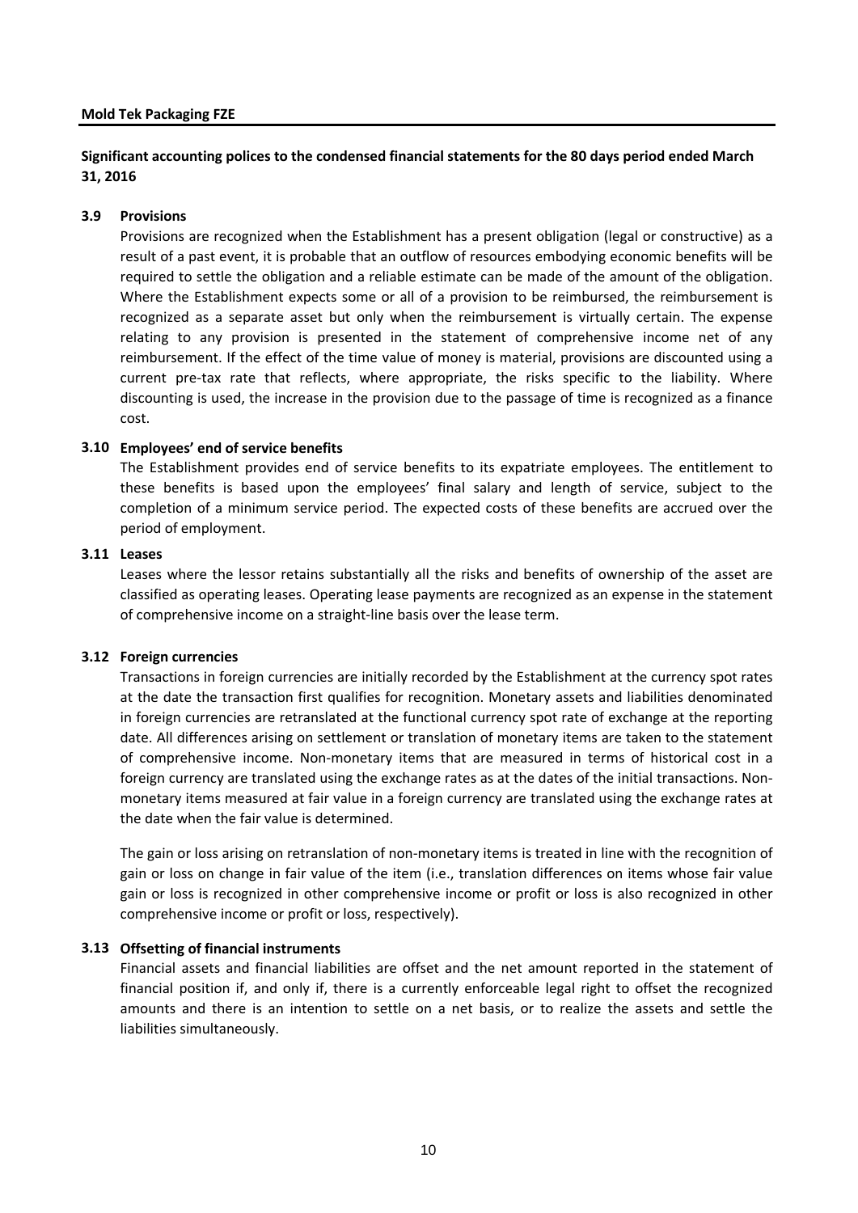**Significant accounting polices to the condensed financial statements for the 80 days period ended March 31, 2016**

### 3.9 Provisions

Provisions are recognized when the Establishment has a present obligation (legal or constructive) as a result of a past event, it is probable that an outflow of resources embodying economic benefits will be required to settle the obligation and a reliable estimate can be made of the amount of the obligation. Where the Establishment expects some or all of a provision to be reimbursed, the reimbursement is recognized as a separate asset but only when the reimbursement is virtually certain. The expense relating to any provision is presented in the statement of comprehensive income net of any reimbursement. If the effect of the time value of money is material, provisions are discounted using a current pre-tax rate that reflects, where appropriate, the risks specific to the liability. Where discounting is used, the increase in the provision due to the passage of time is recognized as a finance cost.

### 3.10 Employees' end of service benefits

The Establishment provides end of service benefits to its expatriate employees. The entitlement to these benefits is based upon the employees' final salary and length of service, subject to the completion of a minimum service period. The expected costs of these benefits are accrued over the period of employment.

### 3.11 Leases

Leases where the lessor retains substantially all the risks and benefits of ownership of the asset are classified as operating leases. Operating lease payments are recognized as an expense in the statement of comprehensive income on a straight-line basis over the lease term.

### 3.12 Foreign currencies

Transactions in foreign currencies are initially recorded by the Establishment at the currency spot rates at the date the transaction first qualifies for recognition. Monetary assets and liabilities denominated in foreign currencies are retranslated at the functional currency spot rate of exchange at the reporting date. All differences arising on settlement or translation of monetary items are taken to the statement of comprehensive income. Non-monetary items that are measured in terms of historical cost in a foreign currency are translated using the exchange rates as at the dates of the initial transactions. Non-monetary items measured at fair value in a foreign currency are translated using the exchange rates at the date when the fair value is determined.

The gain or loss arising on retranslation of non-monetary items is treated in line with the recognition of gain or loss on change in fair value of the item (i.e., translation differences on items whose fair value gain or loss is recognized in other comprehensive income or profit or loss is also recognized in other comprehensive income or profit or loss, respectively).

### 3.13 Offsetting of financial instruments

Financial assets and financial liabilities are offset and the net amount reported in the statement of financial position if, and only if, there is a currently enforceable legal right to offset the recognized amounts and there is an intention to settle on a net basis, or to realize the assets and settle the liabilities simultaneously.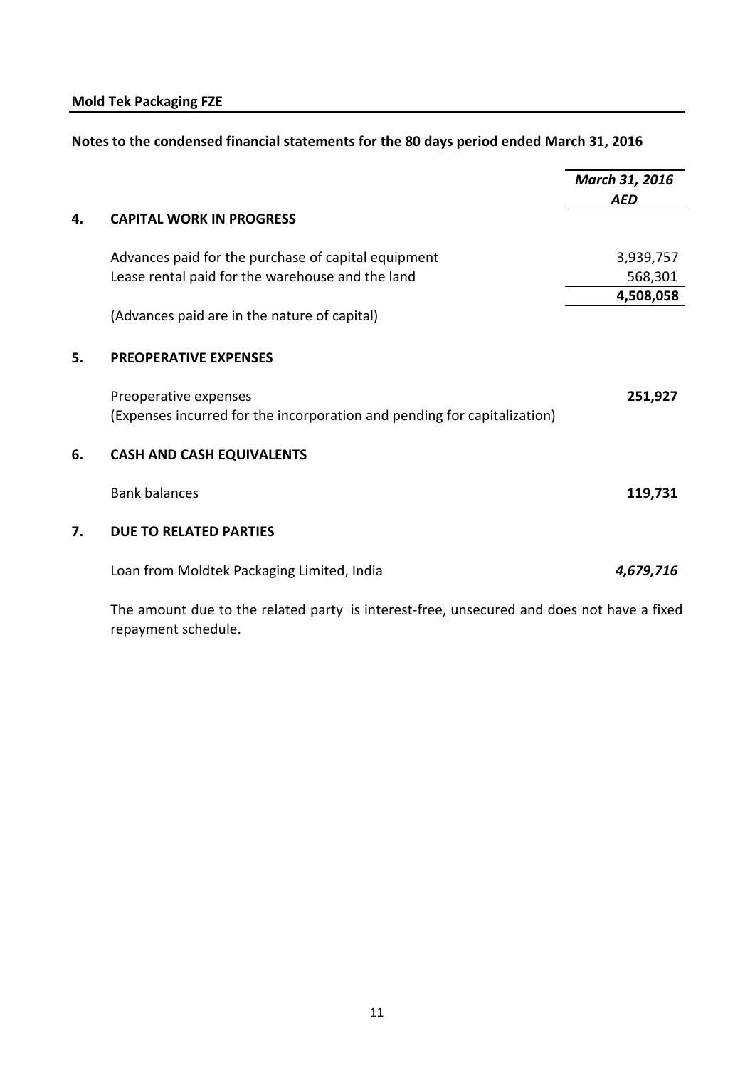**Mold Tek Packaging FZE**

**Notes to the condensed financial statements for the 80 days period ended March 31, 2016**

| | | *March 31, 2016* |
|---|---|---|
| | | ***AED*** |
| **4.** | **CAPITAL WORK IN PROGRESS** | |
| | Advances paid for the purchase of capital equipment | 3,939,757 |
| | Lease rental paid for the warehouse and the land | 568,301 |
| | | **4,508,058** |
| | (Advances paid are in the nature of capital) | |
| **5.** | **PREOPERATIVE EXPENSES** | |
| | Preoperative expenses | **251,927** |
| | (Expenses incurred for the incorporation and pending for capitalization) | |
| **6.** | **CASH AND CASH EQUIVALENTS** | |
| | Bank balances | **119,731** |
| **7.** | **DUE TO RELATED PARTIES** | |
| | Loan from Moldtek Packaging Limited, India | ***4,679,716*** |

The amount due to the related party is interest-free, unsecured and does not have a fixed repayment schedule.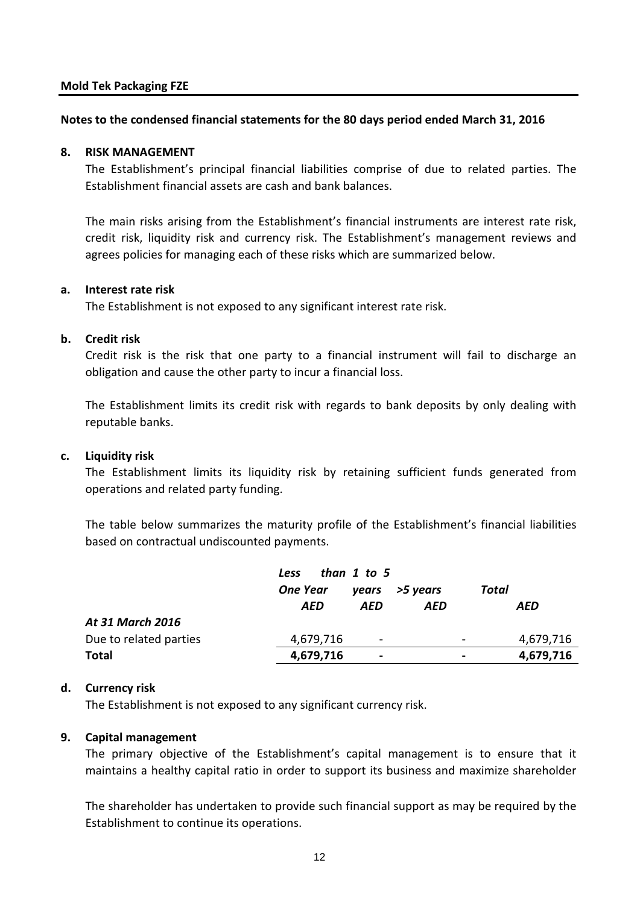**Mold Tek Packaging FZE**

**Notes to the condensed financial statements for the 80 days period ended March 31, 2016**

**8. RISK MANAGEMENT**

The Establishment's principal financial liabilities comprise of due to related parties. The Establishment financial assets are cash and bank balances.

The main risks arising from the Establishment's financial instruments are interest rate risk, credit risk, liquidity risk and currency risk. The Establishment's management reviews and agrees policies for managing each of these risks which are summarized below.

**a. Interest rate risk**

The Establishment is not exposed to any significant interest rate risk.

**b. Credit risk**

Credit risk is the risk that one party to a financial instrument will fail to discharge an obligation and cause the other party to incur a financial loss.

The Establishment limits its credit risk with regards to bank deposits by only dealing with reputable banks.

**c. Liquidity risk**

The Establishment limits its liquidity risk by retaining sufficient funds generated from operations and related party funding.

The table below summarizes the maturity profile of the Establishment's financial liabilities based on contractual undiscounted payments.

| | *Less than One Year* | *1 to 5 years* | *>5 years* | *Total* |
|---|---|---|---|---|
| | *AED* | *AED* | *AED* | *AED* |
| ***At 31 March 2016*** | | | | |
| Due to related parties | 4,679,716 | - | - | 4,679,716 |
| **Total** | **4,679,716** | **-** | **-** | **4,679,716** |

**d. Currency risk**

The Establishment is not exposed to any significant currency risk.

**9. Capital management**

The primary objective of the Establishment's capital management is to ensure that it maintains a healthy capital ratio in order to support its business and maximize shareholder

The shareholder has undertaken to provide such financial support as may be required by the Establishment to continue its operations.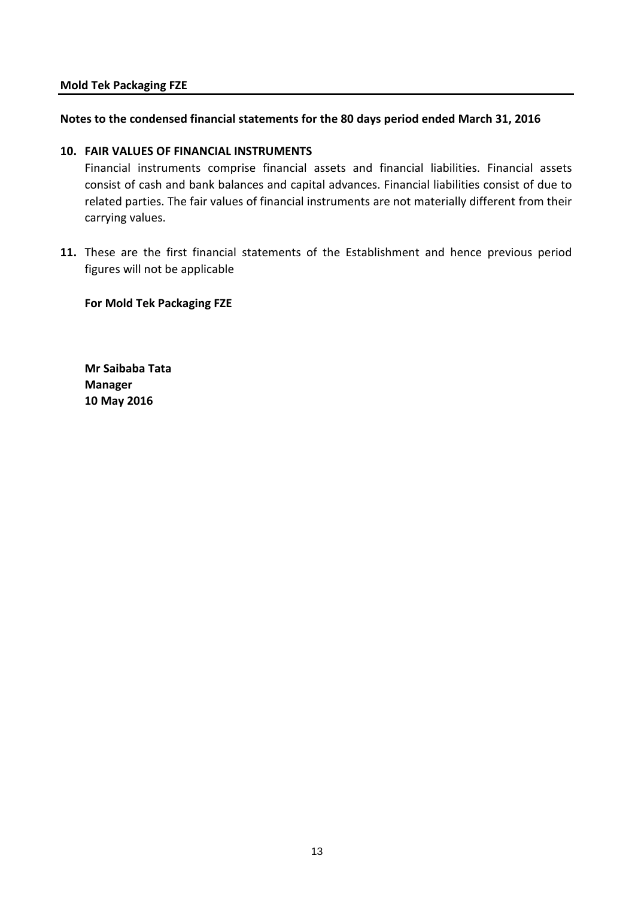**Mold Tek Packaging FZE**

**Notes to the condensed financial statements for the 80 days period ended March 31, 2016**

**10. FAIR VALUES OF FINANCIAL INSTRUMENTS**

Financial instruments comprise financial assets and financial liabilities. Financial assets consist of cash and bank balances and capital advances. Financial liabilities consist of due to related parties. The fair values of financial instruments are not materially different from their carrying values.

**11.** These are the first financial statements of the Establishment and hence previous period figures will not be applicable

**For Mold Tek Packaging FZE**

**Mr Saibaba Tata**
**Manager**
**10 May 2016**